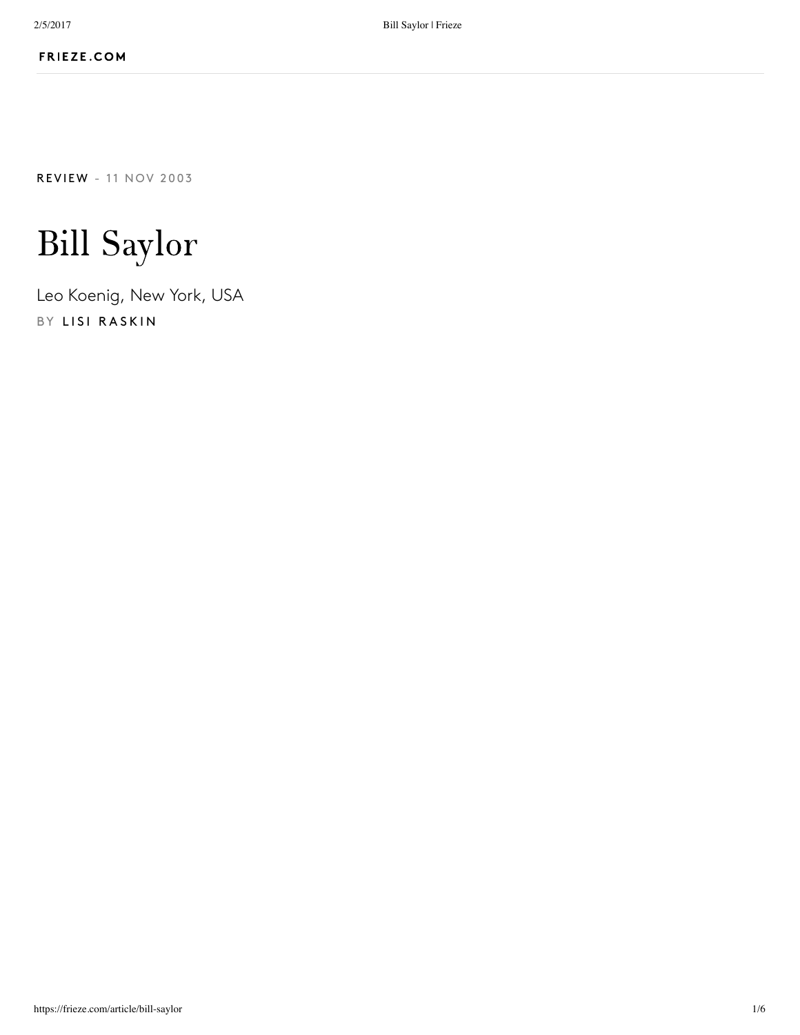REVIEW – 11 NOV 2003

# Bill Saylor

Leo Koenig, New York, USA

BY LISI RASKIN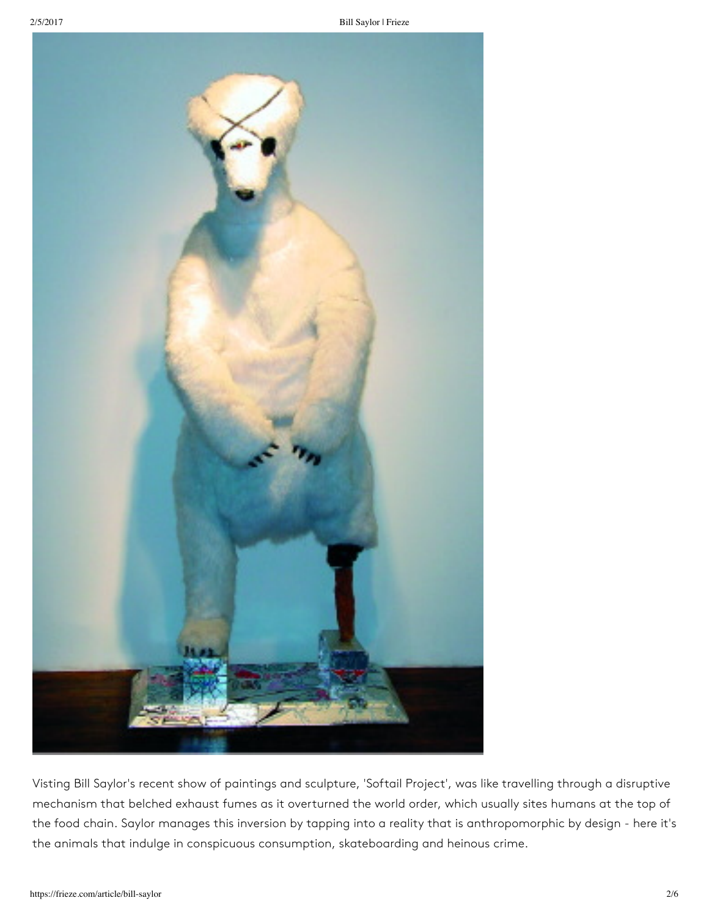Visting Bill Saylor's recent show of paintings and sculpture, 'Softail Project', was like travelling through a disruptive mechanism that belched exhaust fumes as it overturned the world order, which usually sites humans at the top of the food chain. Saylor manages this inversion by tapping into a reality that is anthropomorphic by design - here it's the animals that indulge in conspicuous consumption, skateboarding and heinous crime.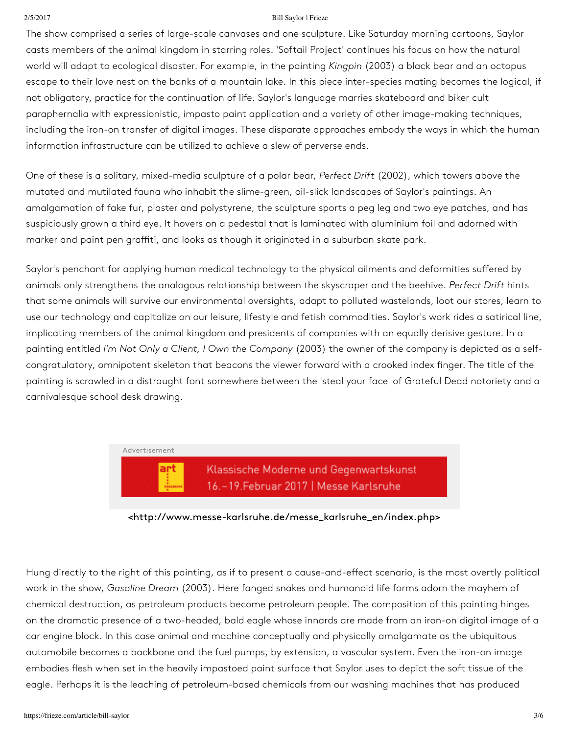The show comprised a series of large-scale canvases and one sculpture. Like Saturday morning cartoons, Saylor casts members of the animal kingdom in starring roles. 'Softail Project' continues his focus on how the natural world will adapt to ecological disaster. For example, in the painting *Kingpin* (2003) a black bear and an octopus escape to their love nest on the banks of a mountain lake. In this piece inter-species mating becomes the logical, if not obligatory, practice for the continuation of life. Saylor's language marries skateboard and biker cult paraphernalia with expressionistic, impasto paint application and a variety of other image-making techniques, including the iron-on transfer of digital images. These disparate approaches embody the ways in which the human information infrastructure can be utilized to achieve a slew of perverse ends.

One of these is a solitary, mixed-media sculpture of a polar bear, *Perfect Drift* (2002), which towers above the mutated and mutilated fauna who inhabit the slime-green, oil-slick landscapes of Saylor's paintings. An amalgamation of fake fur, plaster and polystyrene, the sculpture sports a peg leg and two eye patches, and has suspiciously grown a third eye. It hovers on a pedestal that is laminated with aluminium foil and adorned with marker and paint pen graffiti, and looks as though it originated in a suburban skate park.

Saylor's penchant for applying human medical technology to the physical ailments and deformities suffered by animals only strengthens the analogous relationship between the skyscraper and the beehive. *Perfect Drift* hints that some animals will survive our environmental oversights, adapt to polluted wastelands, loot our stores, learn to use our technology and capitalize on our leisure, lifestyle and fetish commodities. Saylor's work rides a satirical line, implicating members of the animal kingdom and presidents of companies with an equally derisive gesture. In a painting entitled *I'm Not Only a Client, I Own the Company* (2003) the owner of the company is depicted as a self-congratulatory, omnipotent skeleton that beacons the viewer forward with a crooked index finger. The title of the painting is scrawled in a distraught font somewhere between the 'steal your face' of Grateful Dead notoriety and a carnivalesque school desk drawing.

Advertisement

Klassische Moderne und Gegenwartskunst
16.–19.Februar 2017 | Messe Karlsruhe

<http://www.messe-karlsruhe.de/messe_karlsruhe_en/index.php>

Hung directly to the right of this painting, as if to present a cause-and-effect scenario, is the most overtly political work in the show, *Gasoline Dream* (2003). Here fanged snakes and humanoid life forms adorn the mayhem of chemical destruction, as petroleum products become petroleum people. The composition of this painting hinges on the dramatic presence of a two-headed, bald eagle whose innards are made from an iron-on digital image of a car engine block. In this case animal and machine conceptually and physically amalgamate as the ubiquitous automobile becomes a backbone and the fuel pumps, by extension, a vascular system. Even the iron-on image embodies flesh when set in the heavily impastoed paint surface that Saylor uses to depict the soft tissue of the eagle. Perhaps it is the leaching of petroleum-based chemicals from our washing machines that has produced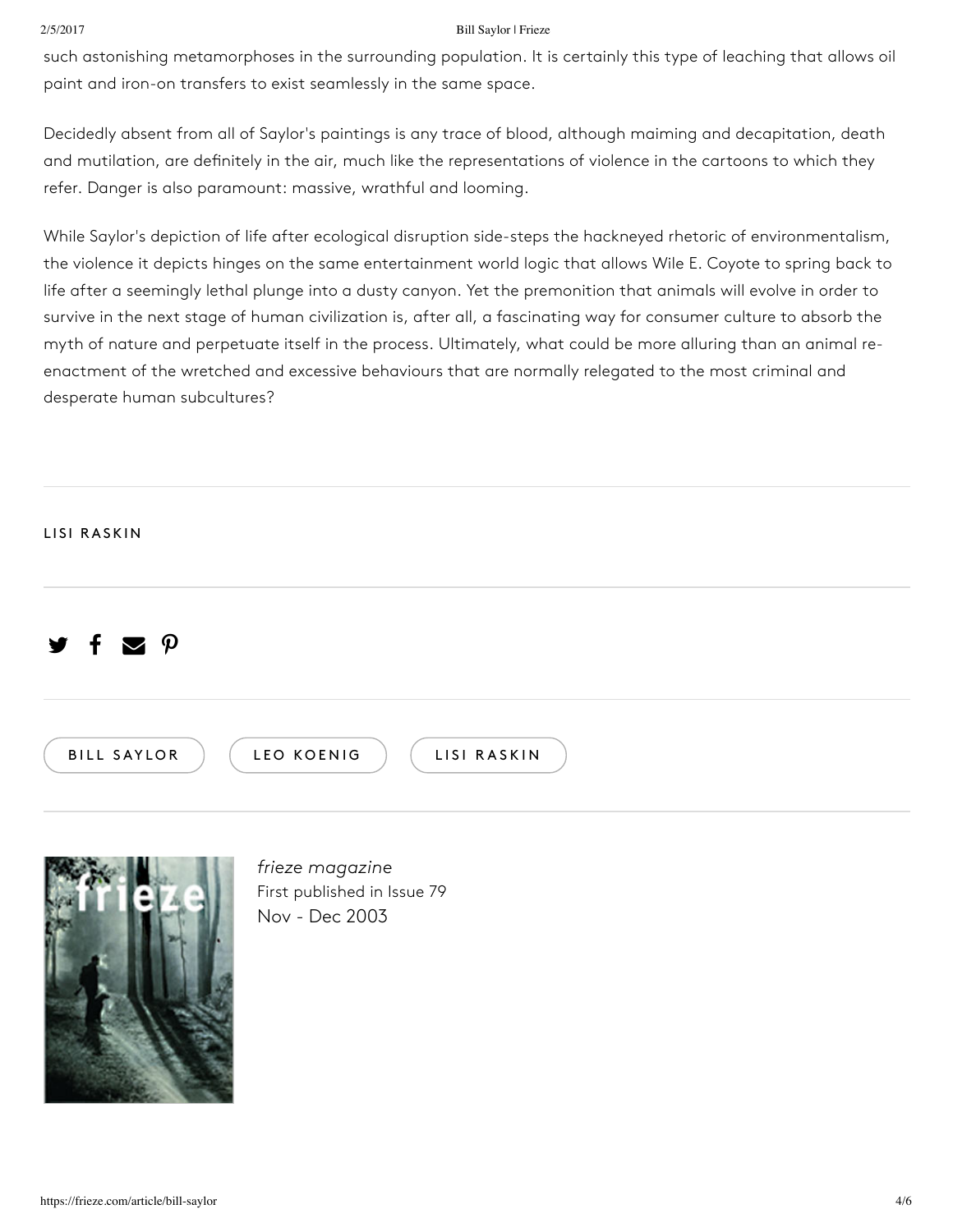such astonishing metamorphoses in the surrounding population. It is certainly this type of leaching that allows oil paint and iron-on transfers to exist seamlessly in the same space.

Decidedly absent from all of Saylor's paintings is any trace of blood, although maiming and decapitation, death and mutilation, are definitely in the air, much like the representations of violence in the cartoons to which they refer. Danger is also paramount: massive, wrathful and looming.

While Saylor's depiction of life after ecological disruption side-steps the hackneyed rhetoric of environmentalism, the violence it depicts hinges on the same entertainment world logic that allows Wile E. Coyote to spring back to life after a seemingly lethal plunge into a dusty canyon. Yet the premonition that animals will evolve in order to survive in the next stage of human civilization is, after all, a fascinating way for consumer culture to absorb the myth of nature and perpetuate itself in the process. Ultimately, what could be more alluring than an animal re-enactment of the wretched and excessive behaviours that are normally relegated to the most criminal and desperate human subcultures?

---

LISI RASKIN

---

BILL SAYLOR | LEO KOENIG | LISI RASKIN

---

*frieze magazine*
First published in Issue 79
Nov - Dec 2003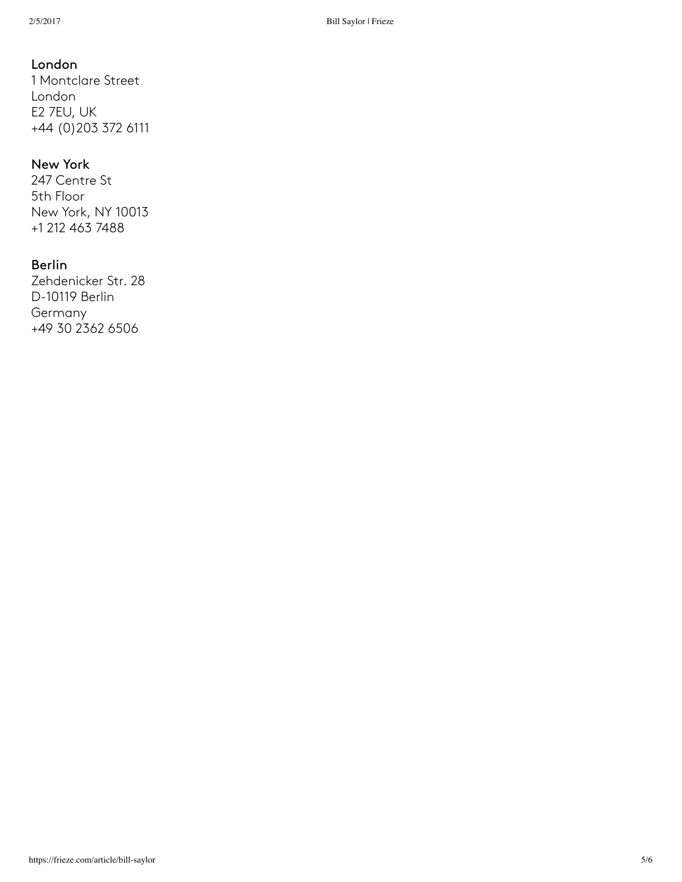**London**
1 Montclare Street
London
E2 7EU, UK
+44 (0)203 372 6111

**New York**
247 Centre St
5th Floor
New York, NY 10013
+1 212 463 7488

**Berlin**
Zehdenicker Str. 28
D-10119 Berlin
Germany
+49 30 2362 6506